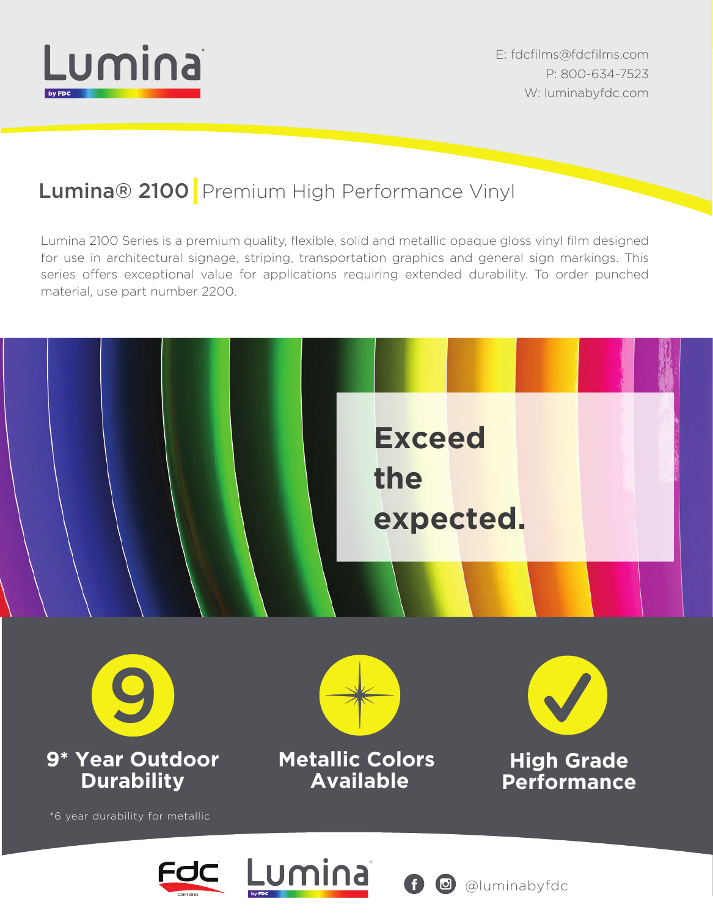# Lumina

E: fdcfilms@fdcfilms.com
P: 800-634-7523
W: luminabyfdc.com

## Lumina® 2100 | Premium High Performance Vinyl

Lumina 2100 Series is a premium quality, flexible, solid and metallic opaque gloss vinyl film designed for use in architectural signage, striping, transportation graphics and general sign markings. This series offers exceptional value for applications requiring extended durability. To order punched material, use part number 2200.

**Exceed the expected.**

**9* Year Outdoor Durability**

**Metallic Colors Available**

**High Grade Performance**

*6 year durability for metallic

@luminabyfdc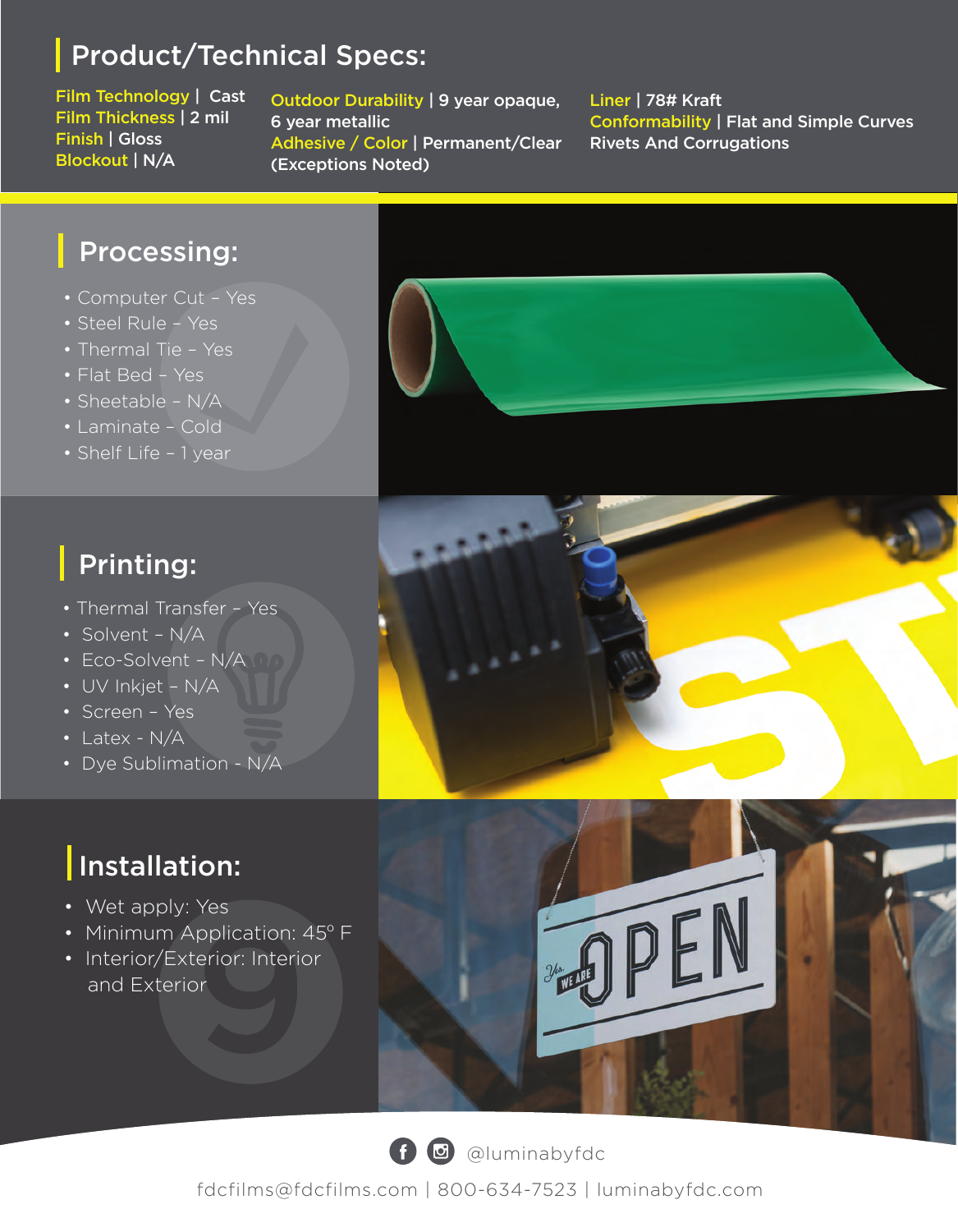# Product/Technical Specs:

**Film Technology** | Cast
**Film Thickness** | 2 mil
**Finish** | Gloss
**Blockout** | N/A

**Outdoor Durability** | 9 year opaque, 6 year metallic
**Adhesive / Color** | Permanent/Clear (Exceptions Noted)

**Liner** | 78# Kraft
**Conformability** | Flat and Simple Curves Rivets And Corrugations

## Processing:

- Computer Cut – Yes
- Steel Rule – Yes
- Thermal Tie – Yes
- Flat Bed – Yes
- Sheetable – N/A
- Laminate – Cold
- Shelf Life – 1 year

## Printing:

- Thermal Transfer – Yes
- Solvent – N/A
- Eco-Solvent – N/A
- UV Inkjet – N/A
- Screen – Yes
- Latex - N/A
- Dye Sublimation - N/A

## Installation:

- Wet apply: Yes
- Minimum Application: 45° F
- Interior/Exterior: Interior and Exterior

@luminabyfdc

fdcfilms@fdcfilms.com | 800-634-7523 | luminabyfdc.com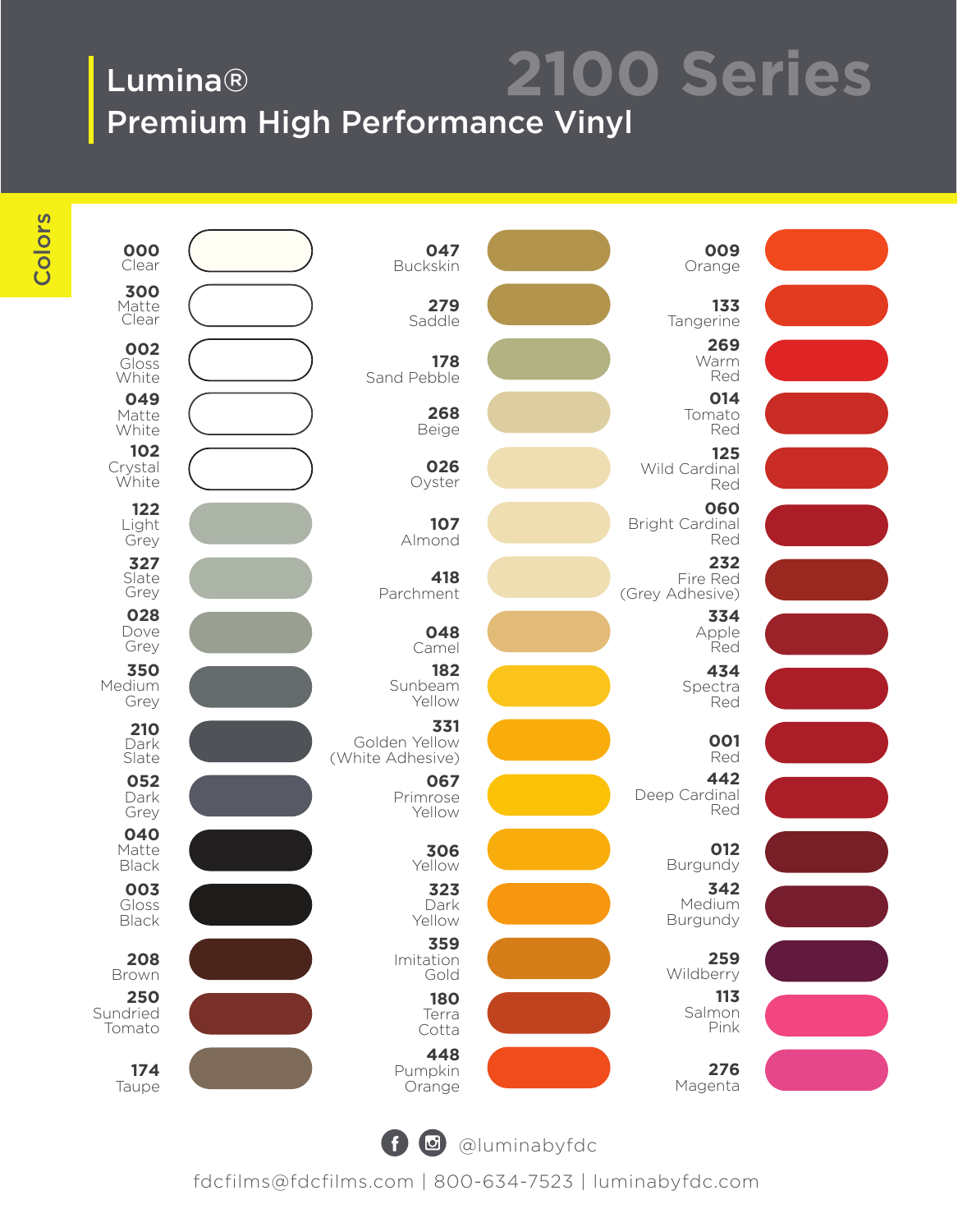# Lumina®

## Premium High Performance Vinyl

# 2100 Series

**Colors**

**000** Clear

**300** Matte Clear

**002** Gloss White

**049** Matte White

**102** Crystal White

**122** Light Grey

**327** Slate Grey

**028** Dove Grey

**350** Medium Grey

**210** Dark Slate

**052** Dark Grey

**040** Matte Black

**003** Gloss Black

**208** Brown

**250** Sundried Tomato

**174** Taupe

**047** Buckskin

**279** Saddle

**178** Sand Pebble

**268** Beige

**026** Oyster

**107** Almond

**418** Parchment

**048** Camel

**182** Sunbeam Yellow

**331** Golden Yellow (White Adhesive)

**067** Primrose Yellow

**306** Yellow

**323** Dark Yellow

**359** Imitation Gold

**180** Terra Cotta

**448** Pumpkin Orange

**009** Orange

**133** Tangerine

**269** Warm Red

**014** Tomato Red

**125** Wild Cardinal Red

**060** Bright Cardinal Red

**232** Fire Red (Grey Adhesive)

**334** Apple Red

**434** Spectra Red

**001** Red

**442** Deep Cardinal Red

**012** Burgundy

**342** Medium Burgundy

**259** Wildberry

**113** Salmon Pink

**276** Magenta

@luminabyfdc

fdcfilms@fdcfilms.com | 800-634-7523 | luminabyfdc.com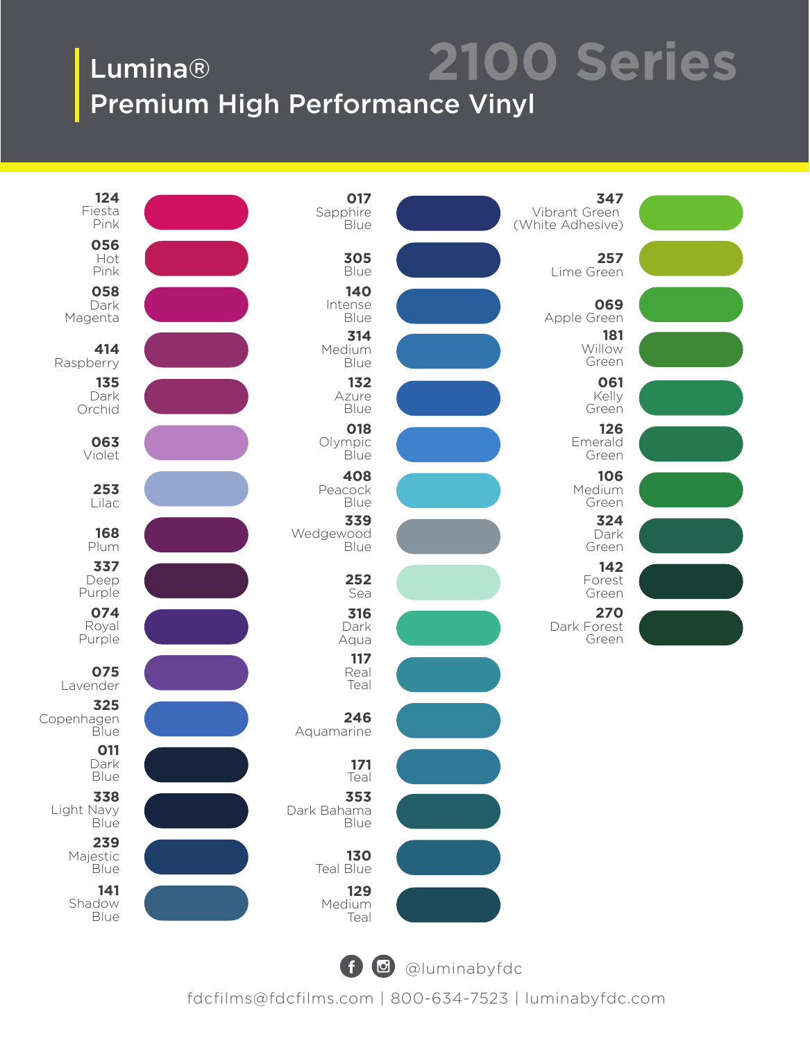# Lumina®

## Premium High Performance Vinyl

# 2100 Series

- **124** Fiesta Pink
- **056** Hot Pink
- **058** Dark Magenta
- **414** Raspberry
- **135** Dark Orchid
- **063** Violet
- **253** Lilac
- **168** Plum
- **337** Deep Purple
- **074** Royal Purple
- **075** Lavender
- **325** Copenhagen Blue
- **011** Dark Blue
- **338** Light Navy Blue
- **239** Majestic Blue
- **141** Shadow Blue

- **017** Sapphire Blue
- **305** Blue
- **140** Intense Blue
- **314** Medium Blue
- **132** Azure Blue
- **018** Olympic Blue
- **408** Peacock Blue
- **339** Wedgewood Blue
- **252** Sea
- **316** Dark Aqua
- **117** Real Teal
- **246** Aquamarine
- **171** Teal
- **353** Dark Bahama Blue
- **130** Teal Blue
- **129** Medium Teal

- **347** Vibrant Green (White Adhesive)
- **257** Lime Green
- **069** Apple Green
- **181** Willow Green
- **061** Kelly Green
- **126** Emerald Green
- **106** Medium Green
- **324** Dark Green
- **142** Forest Green
- **270** Dark Forest Green

@luminabyfdc

fdcfilms@fdcfilms.com | 800-634-7523 | luminabyfdc.com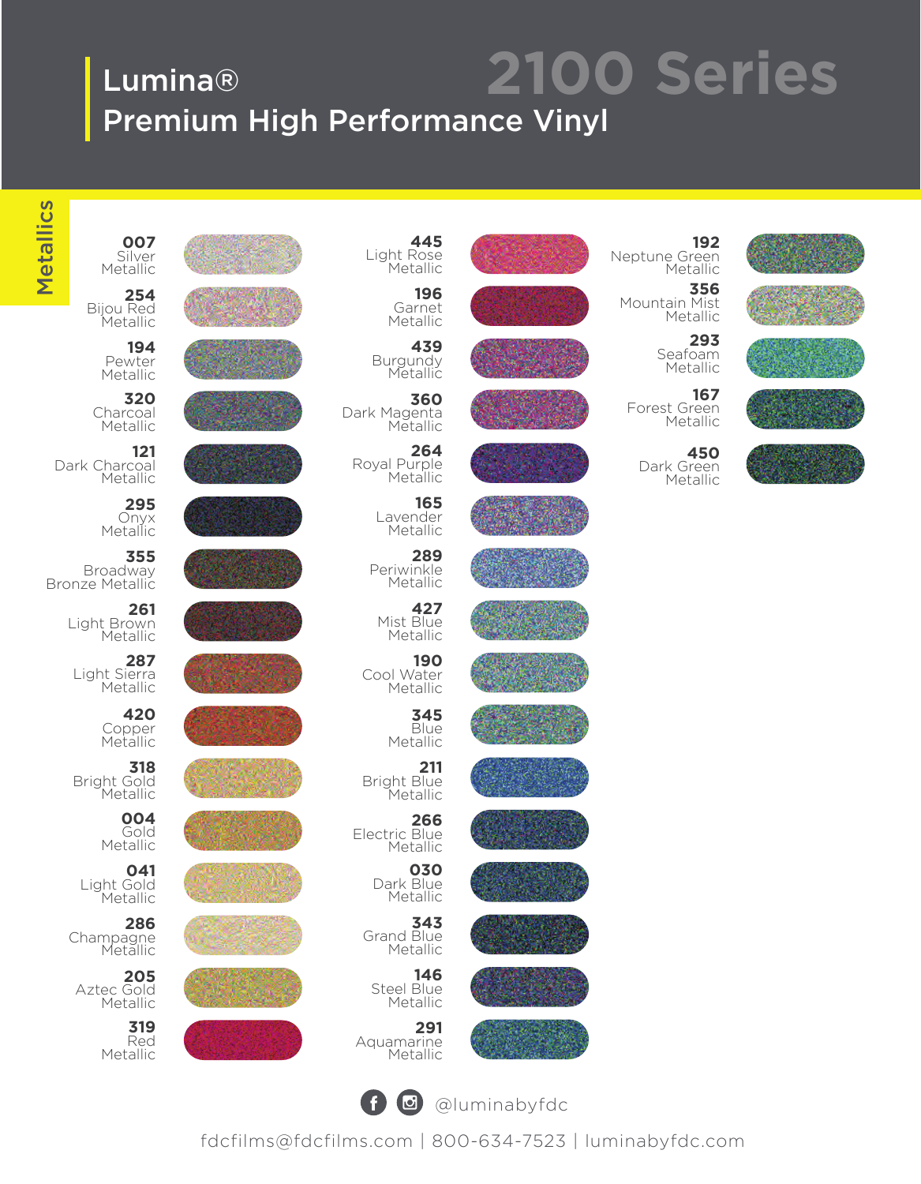# Lumina®
## Premium High Performance Vinyl
# 2100 Series

## Metallics

- **007** Silver Metallic
- **254** Bijou Red Metallic
- **194** Pewter Metallic
- **320** Charcoal Metallic
- **121** Dark Charcoal Metallic
- **295** Onyx Metallic
- **355** Broadway Bronze Metallic
- **261** Light Brown Metallic
- **287** Light Sierra Metallic
- **420** Copper Metallic
- **318** Bright Gold Metallic
- **004** Gold Metallic
- **041** Light Gold Metallic
- **286** Champagne Metallic
- **205** Aztec Gold Metallic
- **319** Red Metallic
- **445** Light Rose Metallic
- **196** Garnet Metallic
- **439** Burgundy Metallic
- **360** Dark Magenta Metallic
- **264** Royal Purple Metallic
- **165** Lavender Metallic
- **289** Periwinkle Metallic
- **427** Mist Blue Metallic
- **190** Cool Water Metallic
- **345** Blue Metallic
- **211** Bright Blue Metallic
- **266** Electric Blue Metallic
- **030** Dark Blue Metallic
- **343** Grand Blue Metallic
- **146** Steel Blue Metallic
- **291** Aquamarine Metallic
- **192** Neptune Green Metallic
- **356** Mountain Mist Metallic
- **293** Seafoam Metallic
- **167** Forest Green Metallic
- **450** Dark Green Metallic

@luminabyfdc

fdcfilms@fdcfilms.com | 800-634-7523 | luminabyfdc.com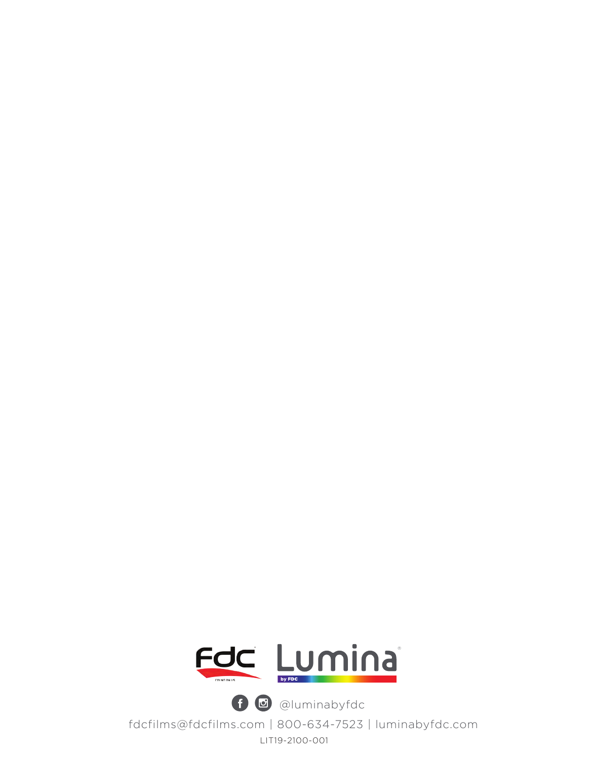FDC Lumina by FDC

@luminabyfdc

fdcfilms@fdcfilms.com | 800-634-7523 | luminabyfdc.com

LIT19-2100-001